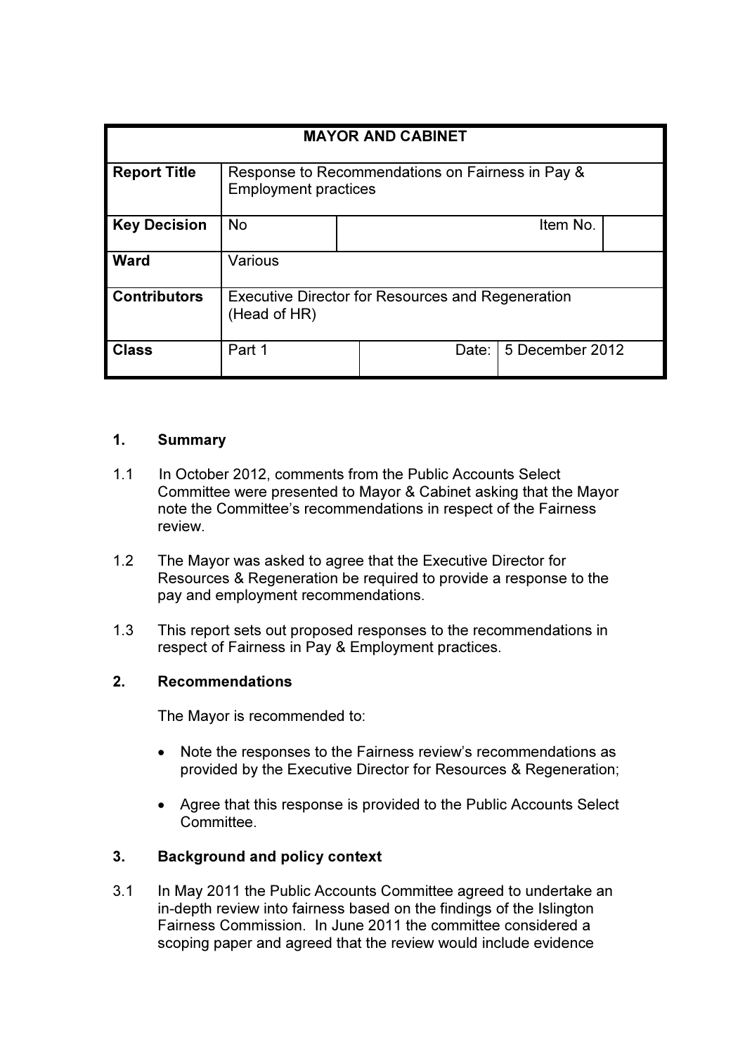| MAYOR AND CABINET | | | |
|---|---|---|---|
| **Report Title** | Response to Recommendations on Fairness in Pay & Employment practices | | |
| **Key Decision** | No | Item No. | |
| **Ward** | Various | | |
| **Contributors** | Executive Director for Resources and Regeneration (Head of HR) | | |
| **Class** | Part 1 | Date: | 5 December 2012 |

## 1. Summary

1.1 In October 2012, comments from the Public Accounts Select Committee were presented to Mayor & Cabinet asking that the Mayor note the Committee's recommendations in respect of the Fairness review.

1.2 The Mayor was asked to agree that the Executive Director for Resources & Regeneration be required to provide a response to the pay and employment recommendations.

1.3 This report sets out proposed responses to the recommendations in respect of Fairness in Pay & Employment practices.

## 2. Recommendations

The Mayor is recommended to:

- Note the responses to the Fairness review's recommendations as provided by the Executive Director for Resources & Regeneration;
- Agree that this response is provided to the Public Accounts Select Committee.

## 3. Background and policy context

3.1 In May 2011 the Public Accounts Committee agreed to undertake an in-depth review into fairness based on the findings of the Islington Fairness Commission. In June 2011 the committee considered a scoping paper and agreed that the review would include evidence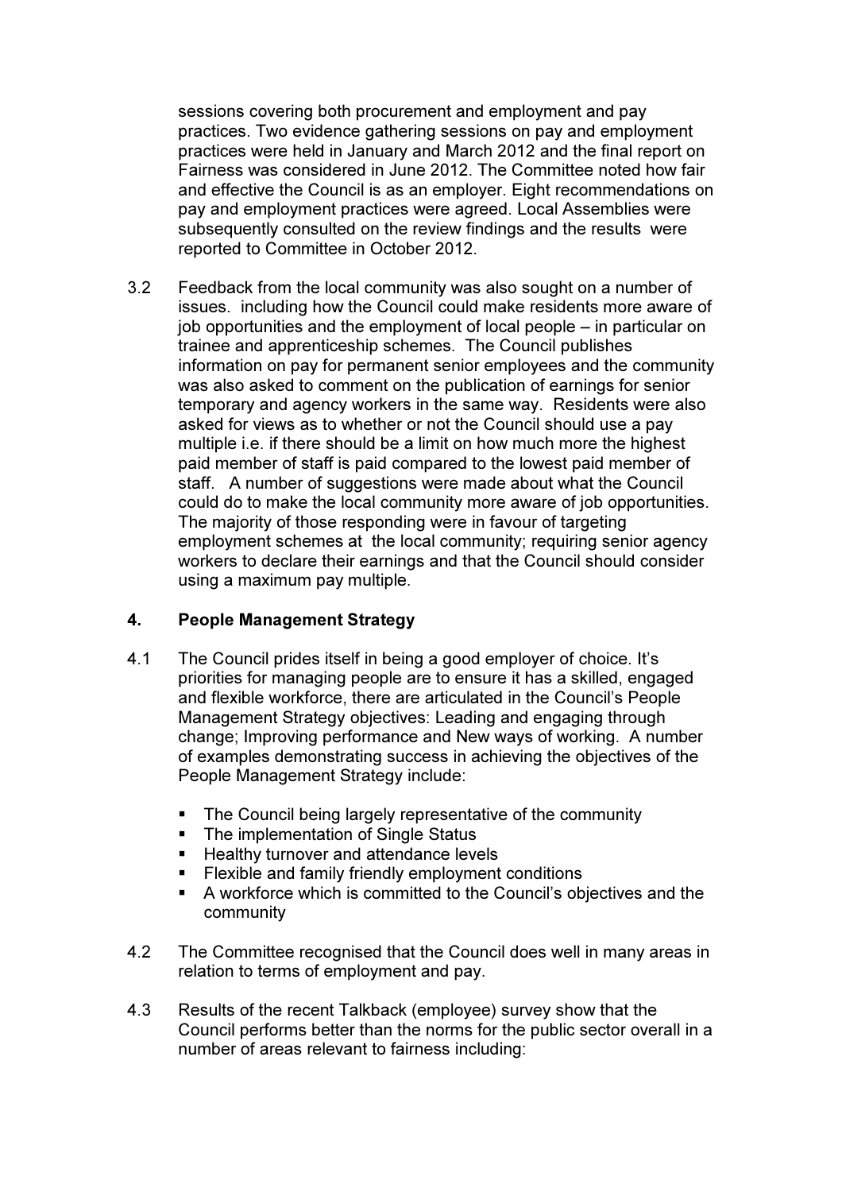sessions covering both procurement and employment and pay practices. Two evidence gathering sessions on pay and employment practices were held in January and March 2012 and the final report on Fairness was considered in June 2012. The Committee noted how fair and effective the Council is as an employer. Eight recommendations on pay and employment practices were agreed. Local Assemblies were subsequently consulted on the review findings and the results were reported to Committee in October 2012.

3.2 Feedback from the local community was also sought on a number of issues. including how the Council could make residents more aware of job opportunities and the employment of local people – in particular on trainee and apprenticeship schemes. The Council publishes information on pay for permanent senior employees and the community was also asked to comment on the publication of earnings for senior temporary and agency workers in the same way. Residents were also asked for views as to whether or not the Council should use a pay multiple i.e. if there should be a limit on how much more the highest paid member of staff is paid compared to the lowest paid member of staff. A number of suggestions were made about what the Council could do to make the local community more aware of job opportunities. The majority of those responding were in favour of targeting employment schemes at the local community; requiring senior agency workers to declare their earnings and that the Council should consider using a maximum pay multiple.

## 4. People Management Strategy

4.1 The Council prides itself in being a good employer of choice. It's priorities for managing people are to ensure it has a skilled, engaged and flexible workforce, there are articulated in the Council's People Management Strategy objectives: Leading and engaging through change; Improving performance and New ways of working. A number of examples demonstrating success in achieving the objectives of the People Management Strategy include:

- The Council being largely representative of the community
- The implementation of Single Status
- Healthy turnover and attendance levels
- Flexible and family friendly employment conditions
- A workforce which is committed to the Council's objectives and the community

4.2 The Committee recognised that the Council does well in many areas in relation to terms of employment and pay.

4.3 Results of the recent Talkback (employee) survey show that the Council performs better than the norms for the public sector overall in a number of areas relevant to fairness including: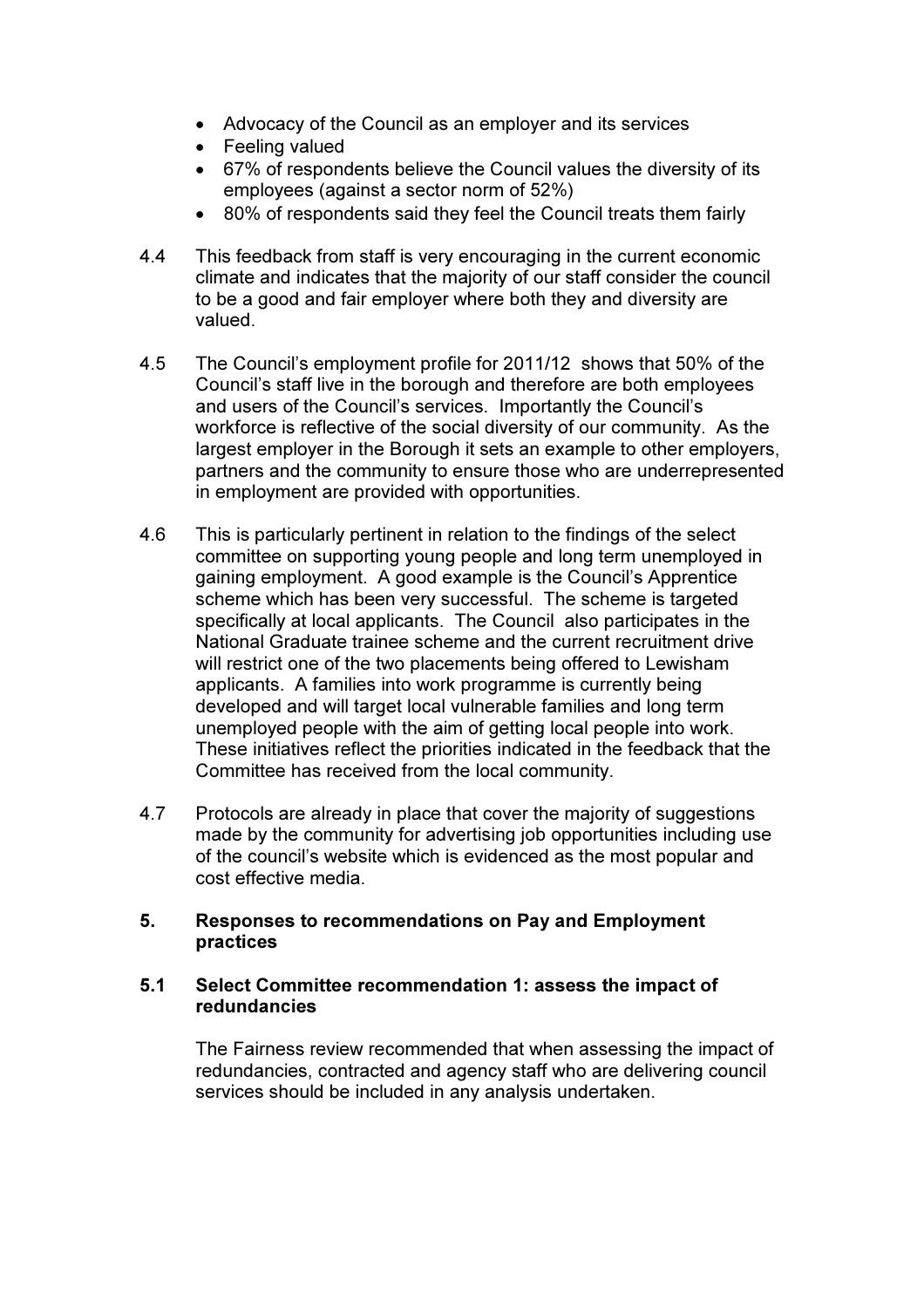- Advocacy of the Council as an employer and its services
- Feeling valued
- 67% of respondents believe the Council values the diversity of its employees (against a sector norm of 52%)
- 80% of respondents said they feel the Council treats them fairly

4.4 This feedback from staff is very encouraging in the current economic climate and indicates that the majority of our staff consider the council to be a good and fair employer where both they and diversity are valued.

4.5 The Council's employment profile for 2011/12 shows that 50% of the Council's staff live in the borough and therefore are both employees and users of the Council's services. Importantly the Council's workforce is reflective of the social diversity of our community. As the largest employer in the Borough it sets an example to other employers, partners and the community to ensure those who are underrepresented in employment are provided with opportunities.

4.6 This is particularly pertinent in relation to the findings of the select committee on supporting young people and long term unemployed in gaining employment. A good example is the Council's Apprentice scheme which has been very successful. The scheme is targeted specifically at local applicants. The Council also participates in the National Graduate trainee scheme and the current recruitment drive will restrict one of the two placements being offered to Lewisham applicants. A families into work programme is currently being developed and will target local vulnerable families and long term unemployed people with the aim of getting local people into work. These initiatives reflect the priorities indicated in the feedback that the Committee has received from the local community.

4.7 Protocols are already in place that cover the majority of suggestions made by the community for advertising job opportunities including use of the council's website which is evidenced as the most popular and cost effective media.

## 5. Responses to recommendations on Pay and Employment practices

### 5.1 Select Committee recommendation 1: assess the impact of redundancies

The Fairness review recommended that when assessing the impact of redundancies, contracted and agency staff who are delivering council services should be included in any analysis undertaken.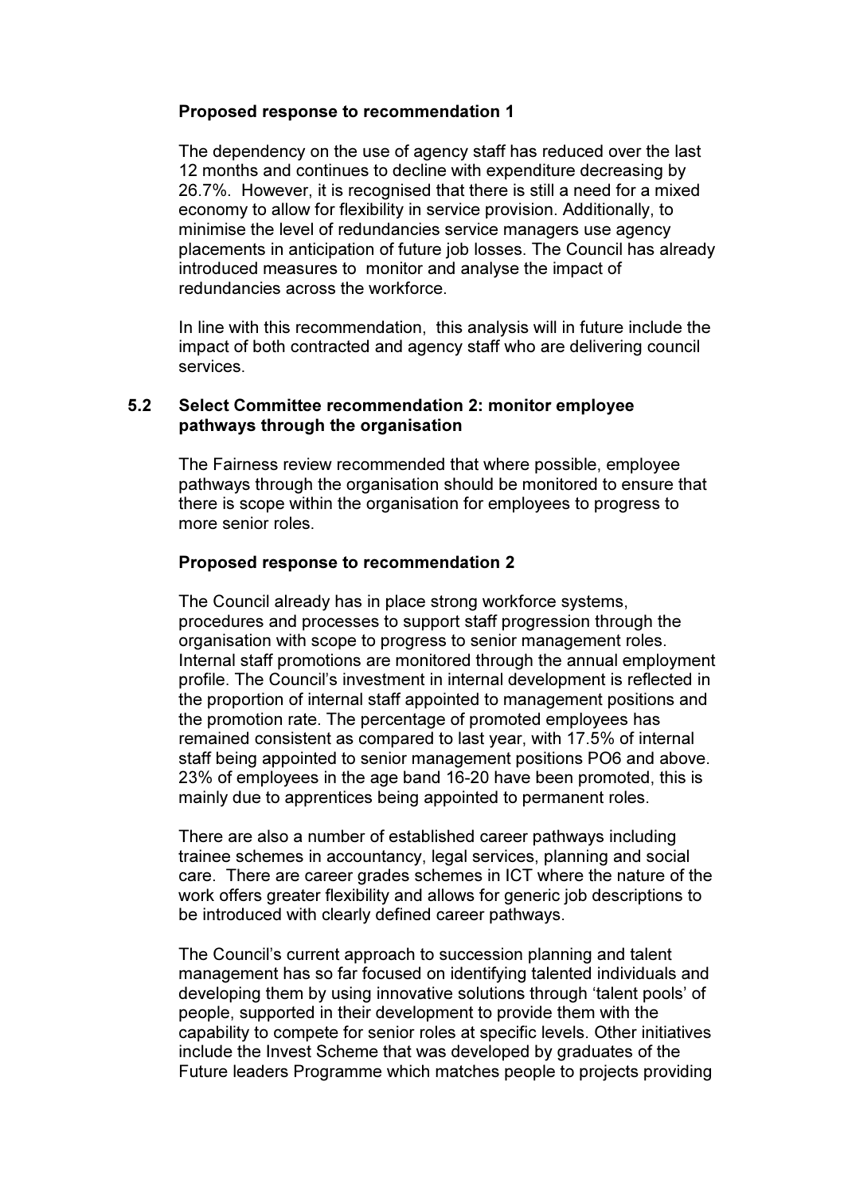**Proposed response to recommendation 1**

The dependency on the use of agency staff has reduced over the last 12 months and continues to decline with expenditure decreasing by 26.7%. However, it is recognised that there is still a need for a mixed economy to allow for flexibility in service provision. Additionally, to minimise the level of redundancies service managers use agency placements in anticipation of future job losses. The Council has already introduced measures to monitor and analyse the impact of redundancies across the workforce.

In line with this recommendation, this analysis will in future include the impact of both contracted and agency staff who are delivering council services.

**5.2 Select Committee recommendation 2: monitor employee pathways through the organisation**

The Fairness review recommended that where possible, employee pathways through the organisation should be monitored to ensure that there is scope within the organisation for employees to progress to more senior roles.

**Proposed response to recommendation 2**

The Council already has in place strong workforce systems, procedures and processes to support staff progression through the organisation with scope to progress to senior management roles. Internal staff promotions are monitored through the annual employment profile. The Council's investment in internal development is reflected in the proportion of internal staff appointed to management positions and the promotion rate. The percentage of promoted employees has remained consistent as compared to last year, with 17.5% of internal staff being appointed to senior management positions PO6 and above. 23% of employees in the age band 16-20 have been promoted, this is mainly due to apprentices being appointed to permanent roles.

There are also a number of established career pathways including trainee schemes in accountancy, legal services, planning and social care. There are career grades schemes in ICT where the nature of the work offers greater flexibility and allows for generic job descriptions to be introduced with clearly defined career pathways.

The Council's current approach to succession planning and talent management has so far focused on identifying talented individuals and developing them by using innovative solutions through 'talent pools' of people, supported in their development to provide them with the capability to compete for senior roles at specific levels. Other initiatives include the Invest Scheme that was developed by graduates of the Future leaders Programme which matches people to projects providing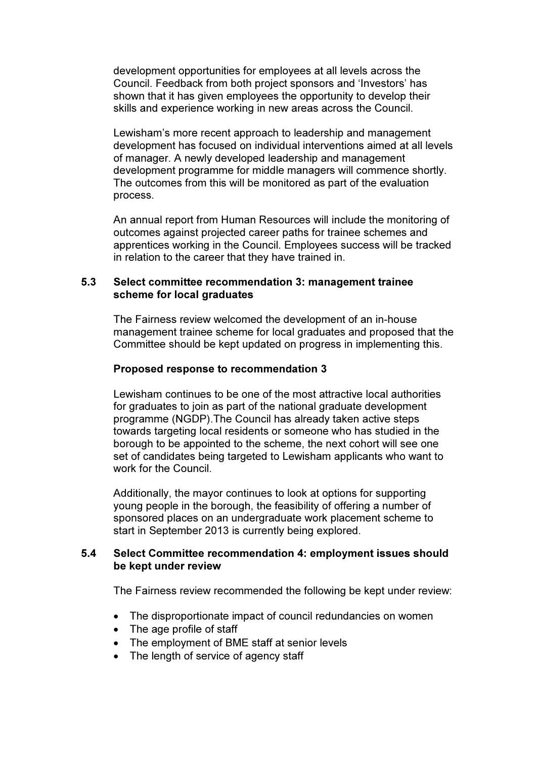development opportunities for employees at all levels across the Council. Feedback from both project sponsors and 'Investors' has shown that it has given employees the opportunity to develop their skills and experience working in new areas across the Council.

Lewisham's more recent approach to leadership and management development has focused on individual interventions aimed at all levels of manager. A newly developed leadership and management development programme for middle managers will commence shortly. The outcomes from this will be monitored as part of the evaluation process.

An annual report from Human Resources will include the monitoring of outcomes against projected career paths for trainee schemes and apprentices working in the Council. Employees success will be tracked in relation to the career that they have trained in.

**5.3 Select committee recommendation 3: management trainee scheme for local graduates**

The Fairness review welcomed the development of an in-house management trainee scheme for local graduates and proposed that the Committee should be kept updated on progress in implementing this.

**Proposed response to recommendation 3**

Lewisham continues to be one of the most attractive local authorities for graduates to join as part of the national graduate development programme (NGDP).The Council has already taken active steps towards targeting local residents or someone who has studied in the borough to be appointed to the scheme, the next cohort will see one set of candidates being targeted to Lewisham applicants who want to work for the Council.

Additionally, the mayor continues to look at options for supporting young people in the borough, the feasibility of offering a number of sponsored places on an undergraduate work placement scheme to start in September 2013 is currently being explored.

**5.4 Select Committee recommendation 4: employment issues should be kept under review**

The Fairness review recommended the following be kept under review:

- The disproportionate impact of council redundancies on women
- The age profile of staff
- The employment of BME staff at senior levels
- The length of service of agency staff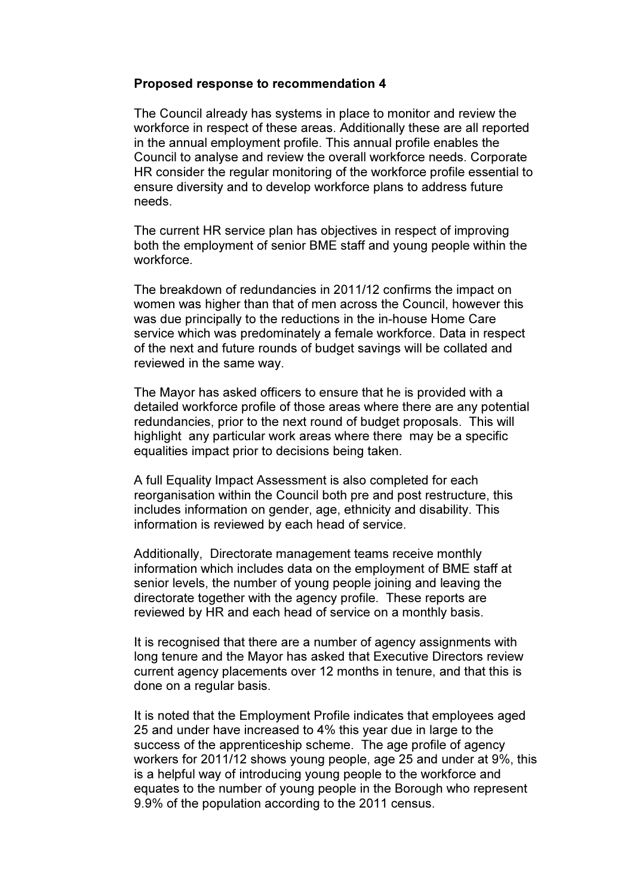**Proposed response to recommendation 4**

The Council already has systems in place to monitor and review the workforce in respect of these areas. Additionally these are all reported in the annual employment profile. This annual profile enables the Council to analyse and review the overall workforce needs. Corporate HR consider the regular monitoring of the workforce profile essential to ensure diversity and to develop workforce plans to address future needs.

The current HR service plan has objectives in respect of improving both the employment of senior BME staff and young people within the workforce.

The breakdown of redundancies in 2011/12 confirms the impact on women was higher than that of men across the Council, however this was due principally to the reductions in the in-house Home Care service which was predominately a female workforce. Data in respect of the next and future rounds of budget savings will be collated and reviewed in the same way.

The Mayor has asked officers to ensure that he is provided with a detailed workforce profile of those areas where there are any potential redundancies, prior to the next round of budget proposals. This will highlight any particular work areas where there may be a specific equalities impact prior to decisions being taken.

A full Equality Impact Assessment is also completed for each reorganisation within the Council both pre and post restructure, this includes information on gender, age, ethnicity and disability. This information is reviewed by each head of service.

Additionally, Directorate management teams receive monthly information which includes data on the employment of BME staff at senior levels, the number of young people joining and leaving the directorate together with the agency profile. These reports are reviewed by HR and each head of service on a monthly basis.

It is recognised that there are a number of agency assignments with long tenure and the Mayor has asked that Executive Directors review current agency placements over 12 months in tenure, and that this is done on a regular basis.

It is noted that the Employment Profile indicates that employees aged 25 and under have increased to 4% this year due in large to the success of the apprenticeship scheme. The age profile of agency workers for 2011/12 shows young people, age 25 and under at 9%, this is a helpful way of introducing young people to the workforce and equates to the number of young people in the Borough who represent 9.9% of the population according to the 2011 census.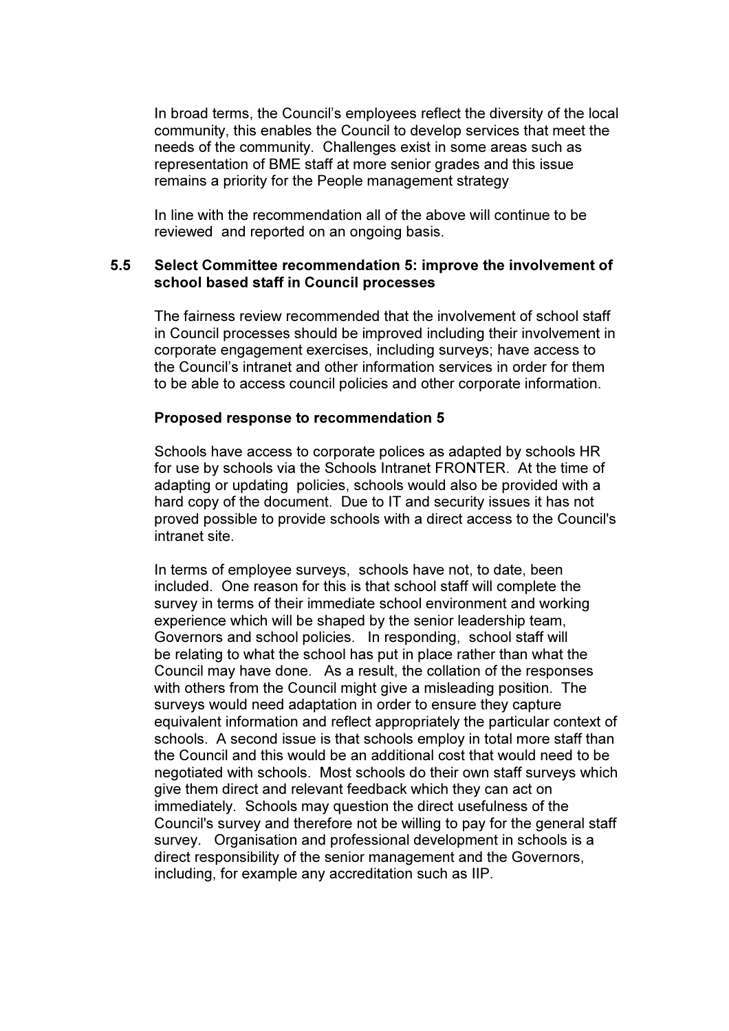In broad terms, the Council's employees reflect the diversity of the local community, this enables the Council to develop services that meet the needs of the community. Challenges exist in some areas such as representation of BME staff at more senior grades and this issue remains a priority for the People management strategy

In line with the recommendation all of the above will continue to be reviewed and reported on an ongoing basis.

### 5.5 Select Committee recommendation 5: improve the involvement of school based staff in Council processes

The fairness review recommended that the involvement of school staff in Council processes should be improved including their involvement in corporate engagement exercises, including surveys; have access to the Council's intranet and other information services in order for them to be able to access council policies and other corporate information.

**Proposed response to recommendation 5**

Schools have access to corporate polices as adapted by schools HR for use by schools via the Schools Intranet FRONTER. At the time of adapting or updating policies, schools would also be provided with a hard copy of the document. Due to IT and security issues it has not proved possible to provide schools with a direct access to the Council's intranet site.

In terms of employee surveys, schools have not, to date, been included. One reason for this is that school staff will complete the survey in terms of their immediate school environment and working experience which will be shaped by the senior leadership team, Governors and school policies. In responding, school staff will be relating to what the school has put in place rather than what the Council may have done. As a result, the collation of the responses with others from the Council might give a misleading position. The surveys would need adaptation in order to ensure they capture equivalent information and reflect appropriately the particular context of schools. A second issue is that schools employ in total more staff than the Council and this would be an additional cost that would need to be negotiated with schools. Most schools do their own staff surveys which give them direct and relevant feedback which they can act on immediately. Schools may question the direct usefulness of the Council's survey and therefore not be willing to pay for the general staff survey. Organisation and professional development in schools is a direct responsibility of the senior management and the Governors, including, for example any accreditation such as IIP.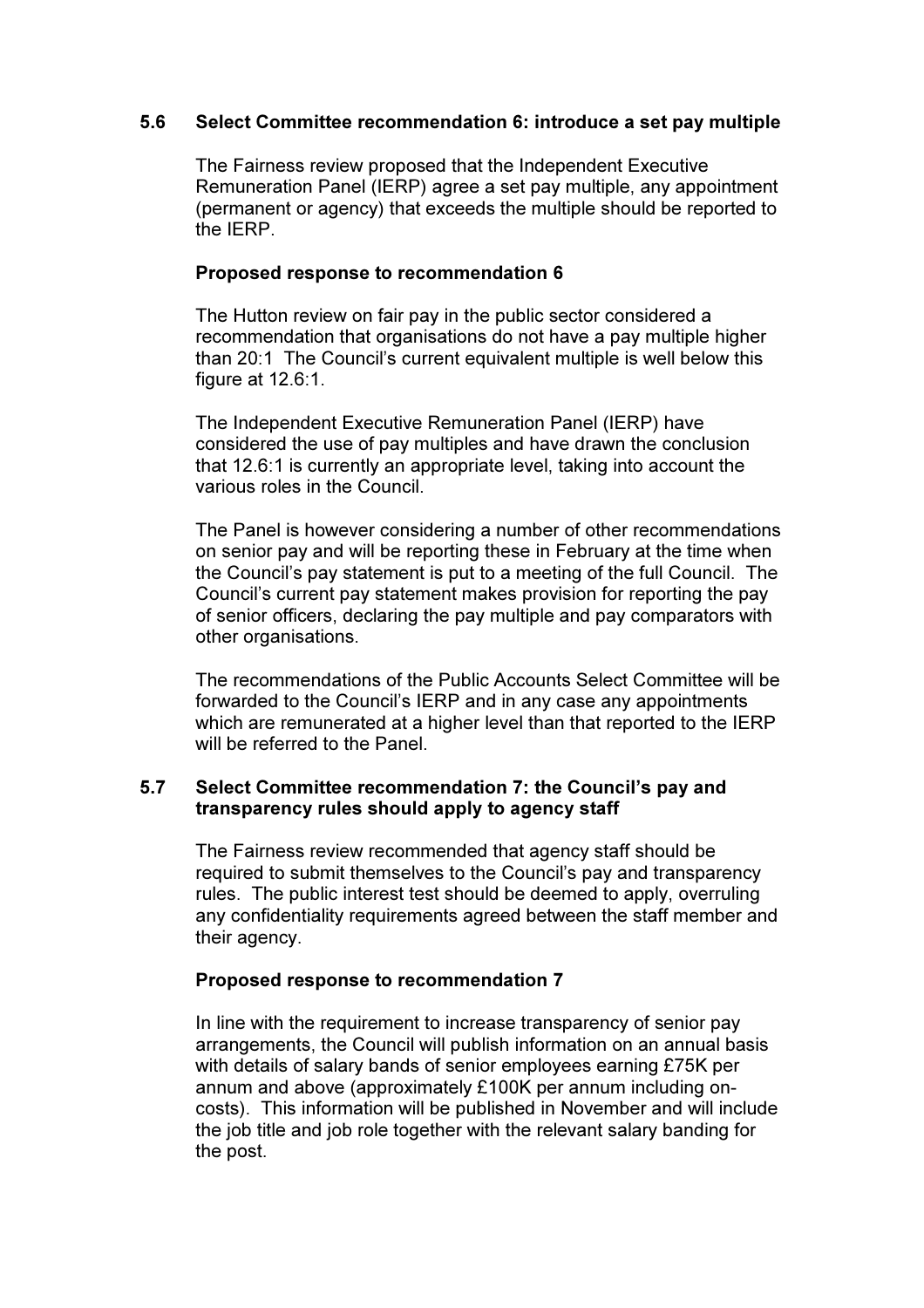### 5.6 Select Committee recommendation 6: introduce a set pay multiple

The Fairness review proposed that the Independent Executive Remuneration Panel (IERP) agree a set pay multiple, any appointment (permanent or agency) that exceeds the multiple should be reported to the IERP.

**Proposed response to recommendation 6**

The Hutton review on fair pay in the public sector considered a recommendation that organisations do not have a pay multiple higher than 20:1 The Council's current equivalent multiple is well below this figure at 12.6:1.

The Independent Executive Remuneration Panel (IERP) have considered the use of pay multiples and have drawn the conclusion that 12.6:1 is currently an appropriate level, taking into account the various roles in the Council.

The Panel is however considering a number of other recommendations on senior pay and will be reporting these in February at the time when the Council's pay statement is put to a meeting of the full Council. The Council's current pay statement makes provision for reporting the pay of senior officers, declaring the pay multiple and pay comparators with other organisations.

The recommendations of the Public Accounts Select Committee will be forwarded to the Council's IERP and in any case any appointments which are remunerated at a higher level than that reported to the IERP will be referred to the Panel.

### 5.7 Select Committee recommendation 7: the Council's pay and transparency rules should apply to agency staff

The Fairness review recommended that agency staff should be required to submit themselves to the Council's pay and transparency rules. The public interest test should be deemed to apply, overruling any confidentiality requirements agreed between the staff member and their agency.

**Proposed response to recommendation 7**

In line with the requirement to increase transparency of senior pay arrangements, the Council will publish information on an annual basis with details of salary bands of senior employees earning £75K per annum and above (approximately £100K per annum including on-costs). This information will be published in November and will include the job title and job role together with the relevant salary banding for the post.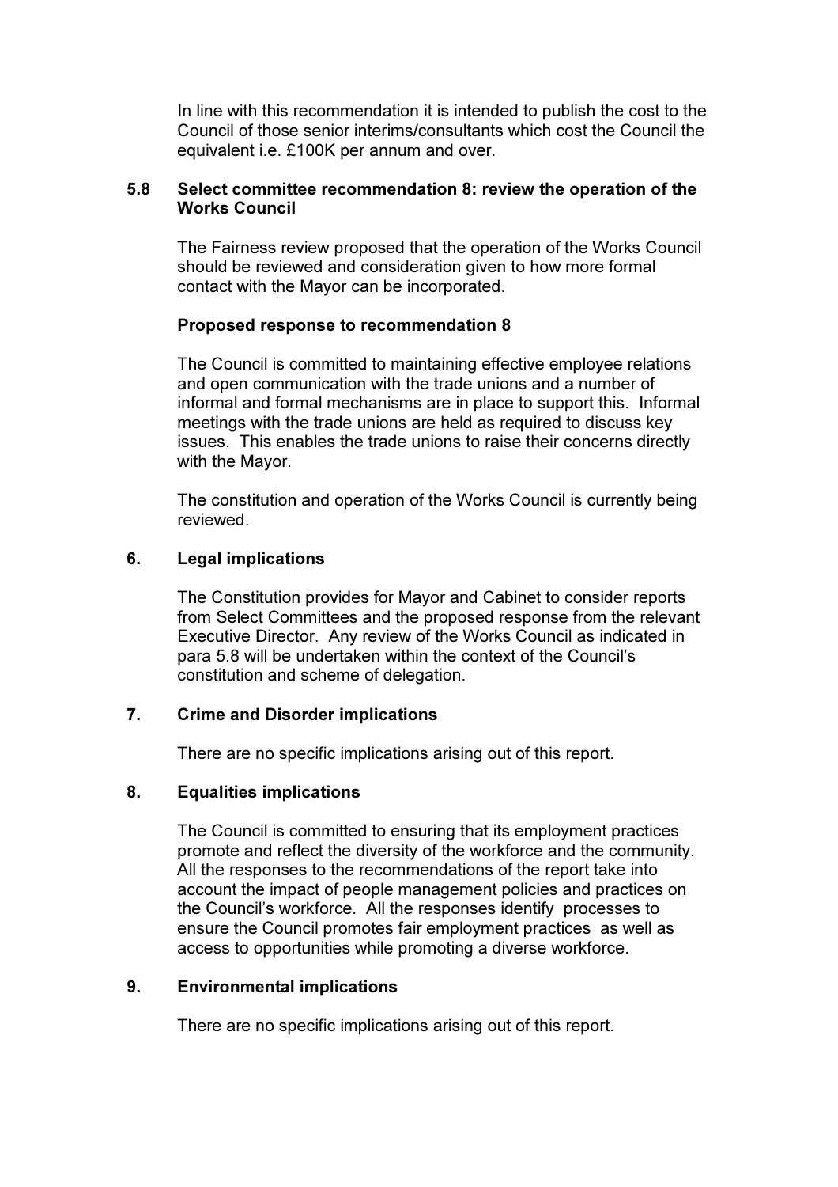In line with this recommendation it is intended to publish the cost to the Council of those senior interims/consultants which cost the Council the equivalent i.e. £100K per annum and over.

### 5.8 Select committee recommendation 8: review the operation of the Works Council

The Fairness review proposed that the operation of the Works Council should be reviewed and consideration given to how more formal contact with the Mayor can be incorporated.

**Proposed response to recommendation 8**

The Council is committed to maintaining effective employee relations and open communication with the trade unions and a number of informal and formal mechanisms are in place to support this. Informal meetings with the trade unions are held as required to discuss key issues. This enables the trade unions to raise their concerns directly with the Mayor.

The constitution and operation of the Works Council is currently being reviewed.

## 6. Legal implications

The Constitution provides for Mayor and Cabinet to consider reports from Select Committees and the proposed response from the relevant Executive Director. Any review of the Works Council as indicated in para 5.8 will be undertaken within the context of the Council's constitution and scheme of delegation.

## 7. Crime and Disorder implications

There are no specific implications arising out of this report.

## 8. Equalities implications

The Council is committed to ensuring that its employment practices promote and reflect the diversity of the workforce and the community. All the responses to the recommendations of the report take into account the impact of people management policies and practices on the Council's workforce. All the responses identify processes to ensure the Council promotes fair employment practices as well as access to opportunities while promoting a diverse workforce.

## 9. Environmental implications

There are no specific implications arising out of this report.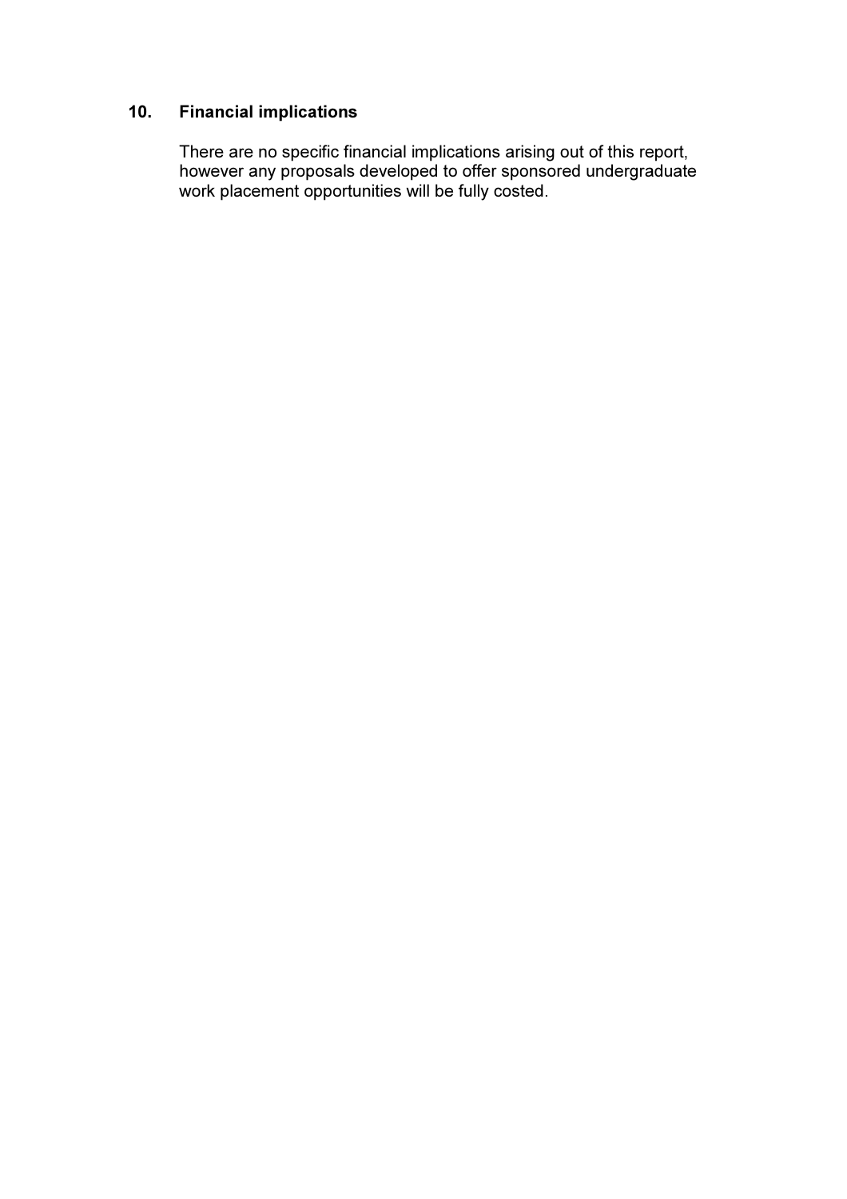## 10. Financial implications

There are no specific financial implications arising out of this report, however any proposals developed to offer sponsored undergraduate work placement opportunities will be fully costed.